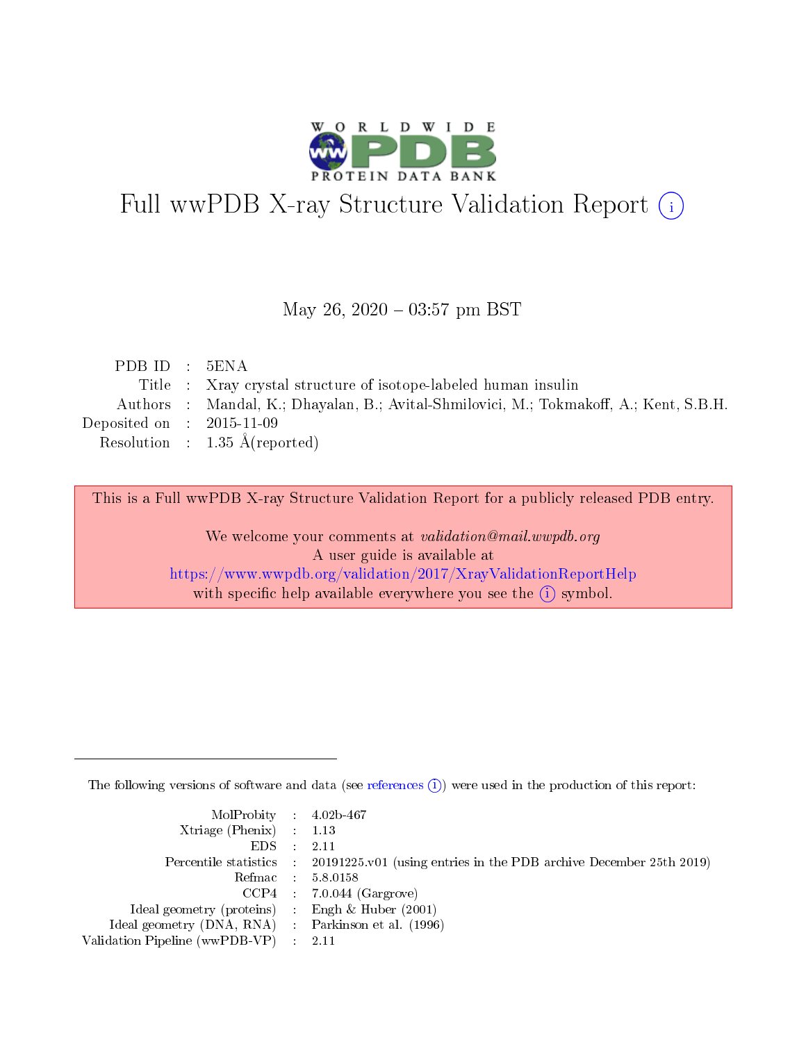# Full wwPDB X-ray Structure Validation Report (i)

May 26, 2020 – 03:57 pm BST

| | | |
|---|---|---|
| PDB ID | : | 5ENA |
| Title | : | Xray crystal structure of isotope-labeled human insulin |
| Authors | : | Mandal, K.; Dhayalan, B.; Avital-Shmilovici, M.; Tokmakoff, A.; Kent, S.B.H. |
| Deposited on | : | 2015-11-09 |
| Resolution | : | 1.35 Å(reported) |

This is a Full wwPDB X-ray Structure Validation Report for a publicly released PDB entry.

We welcome your comments at *validation@mail.wwpdb.org*
A user guide is available at
https://www.wwpdb.org/validation/2017/XrayValidationReportHelp
with specific help available everywhere you see the (i) symbol.

The following versions of software and data (see references (i)) were used in the production of this report:

| | | |
|---|---|---|
| MolProbity | : | 4.02b-467 |
| Xtriage (Phenix) | : | 1.13 |
| EDS | : | 2.11 |
| Percentile statistics | : | 20191225.v01 (using entries in the PDB archive December 25th 2019) |
| Refmac | : | 5.8.0158 |
| CCP4 | : | 7.0.044 (Gargrove) |
| Ideal geometry (proteins) | : | Engh & Huber (2001) |
| Ideal geometry (DNA, RNA) | : | Parkinson et al. (1996) |
| Validation Pipeline (wwPDB-VP) | : | 2.11 |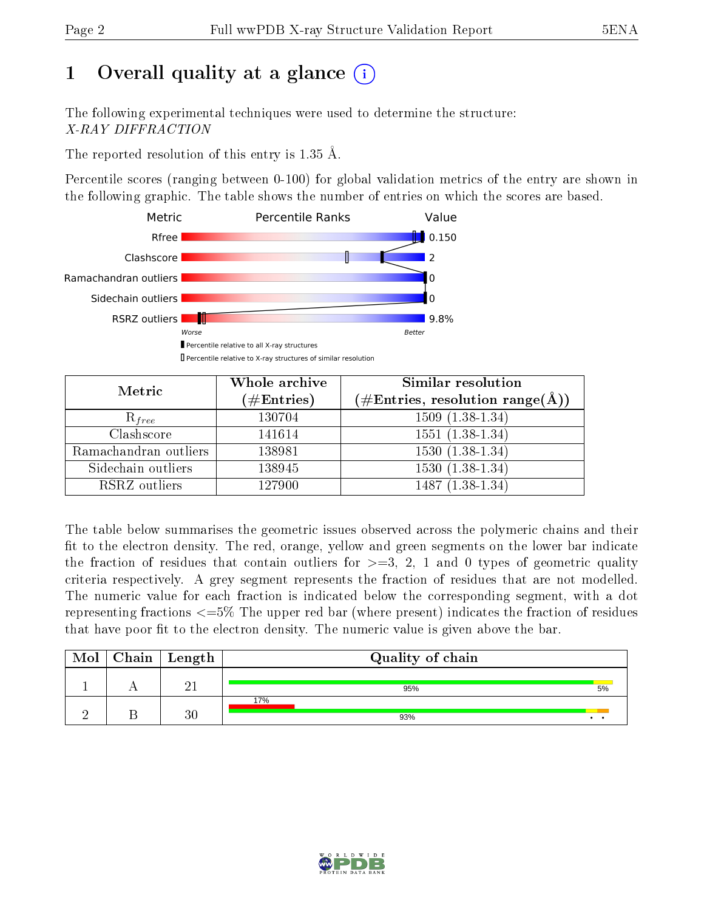# 1 Overall quality at a glance

The following experimental techniques were used to determine the structure:
*X-RAY DIFFRACTION*

The reported resolution of this entry is 1.35 Å.

Percentile scores (ranging between 0-100) for global validation metrics of the entry are shown in the following graphic. The table shows the number of entries on which the scores are based.

| Metric | Value |
|---|---|
| Rfree | 0.150 |
| Clashscore | 2 |
| Ramachandran outliers | 0 |
| Sidechain outliers | 0 |
| RSRZ outliers | 9.8% |

Worse — Better

▮ Percentile relative to all X-ray structures
▯ Percentile relative to X-ray structures of similar resolution

| Metric | Whole archive (#Entries) | Similar resolution (#Entries, resolution range(Å)) |
|---|---|---|
| $R_{free}$ | 130704 | 1509 (1.38-1.34) |
| Clashscore | 141614 | 1551 (1.38-1.34) |
| Ramachandran outliers | 138981 | 1530 (1.38-1.34) |
| Sidechain outliers | 138945 | 1530 (1.38-1.34) |
| RSRZ outliers | 127900 | 1487 (1.38-1.34) |

The table below summarises the geometric issues observed across the polymeric chains and their fit to the electron density. The red, orange, yellow and green segments on the lower bar indicate the fraction of residues that contain outliers for >=3, 2, 1 and 0 types of geometric quality criteria respectively. A grey segment represents the fraction of residues that are not modelled. The numeric value for each fraction is indicated below the corresponding segment, with a dot representing fractions <=5% The upper red bar (where present) indicates the fraction of residues that have poor fit to the electron density. The numeric value is given above the bar.

| Mol | Chain | Length | Quality of chain |
|---|---|---|---|
| 1 | A | 21 | 95% (green), 5% (yellow) |
| 2 | B | 30 | 17% (poor fit); 93% (green), • (yellow), • (orange) |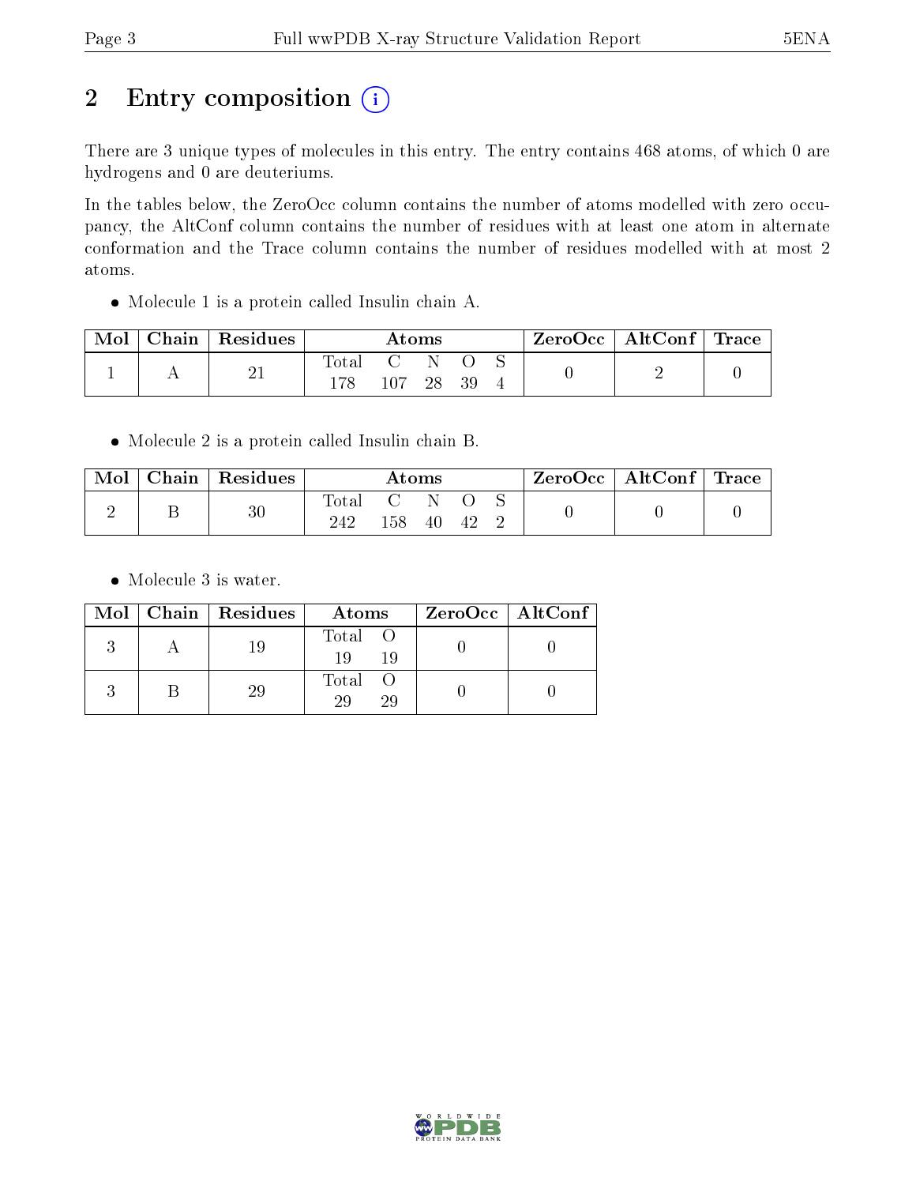# 2 Entry composition (i)

There are 3 unique types of molecules in this entry. The entry contains 468 atoms, of which 0 are hydrogens and 0 are deuteriums.

In the tables below, the ZeroOcc column contains the number of atoms modelled with zero occupancy, the AltConf column contains the number of residues with at least one atom in alternate conformation and the Trace column contains the number of residues modelled with at most 2 atoms.

- Molecule 1 is a protein called Insulin chain A.

| Mol | Chain | Residues | Atoms | | | | | ZeroOcc | AltConf | Trace |
|---|---|---|---|---|---|---|---|---|---|---|
| | | | Total | C | N | O | S | | | |
| 1 | A | 21 | 178 | 107 | 28 | 39 | 4 | 0 | 2 | 0 |

- Molecule 2 is a protein called Insulin chain B.

| Mol | Chain | Residues | Atoms | | | | | ZeroOcc | AltConf | Trace |
|---|---|---|---|---|---|---|---|---|---|---|
| | | | Total | C | N | O | S | | | |
| 2 | B | 30 | 242 | 158 | 40 | 42 | 2 | 0 | 0 | 0 |

- Molecule 3 is water.

| Mol | Chain | Residues | Atoms | | ZeroOcc | AltConf |
|---|---|---|---|---|---|---|
| | | | Total | O | | |
| 3 | A | 19 | 19 | 19 | 0 | 0 |
| 3 | B | 29 | 29 | 29 | 0 | 0 |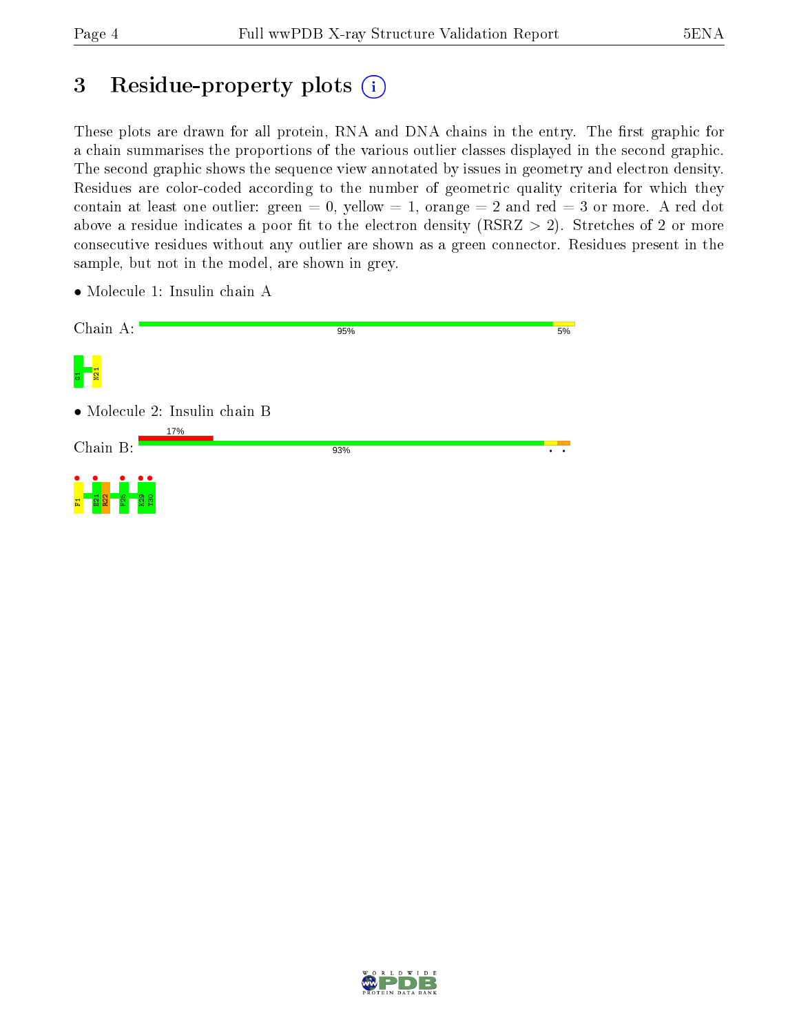# 3 Residue-property plots

These plots are drawn for all protein, RNA and DNA chains in the entry. The first graphic for a chain summarises the proportions of the various outlier classes displayed in the second graphic. The second graphic shows the sequence view annotated by issues in geometry and electron density. Residues are color-coded according to the number of geometric quality criteria for which they contain at least one outlier: green = 0, yellow = 1, orange = 2 and red = 3 or more. A red dot above a residue indicates a poor fit to the electron density (RSRZ > 2). Stretches of 2 or more consecutive residues without any outlier are shown as a green connector. Residues present in the sample, but not in the model, are shown in grey.

- Molecule 1: Insulin chain A

Chain A: 95% 5%

G1 N21

- Molecule 2: Insulin chain B

Chain B: 17% 93%

F1 E21 R22 F25 K29 T30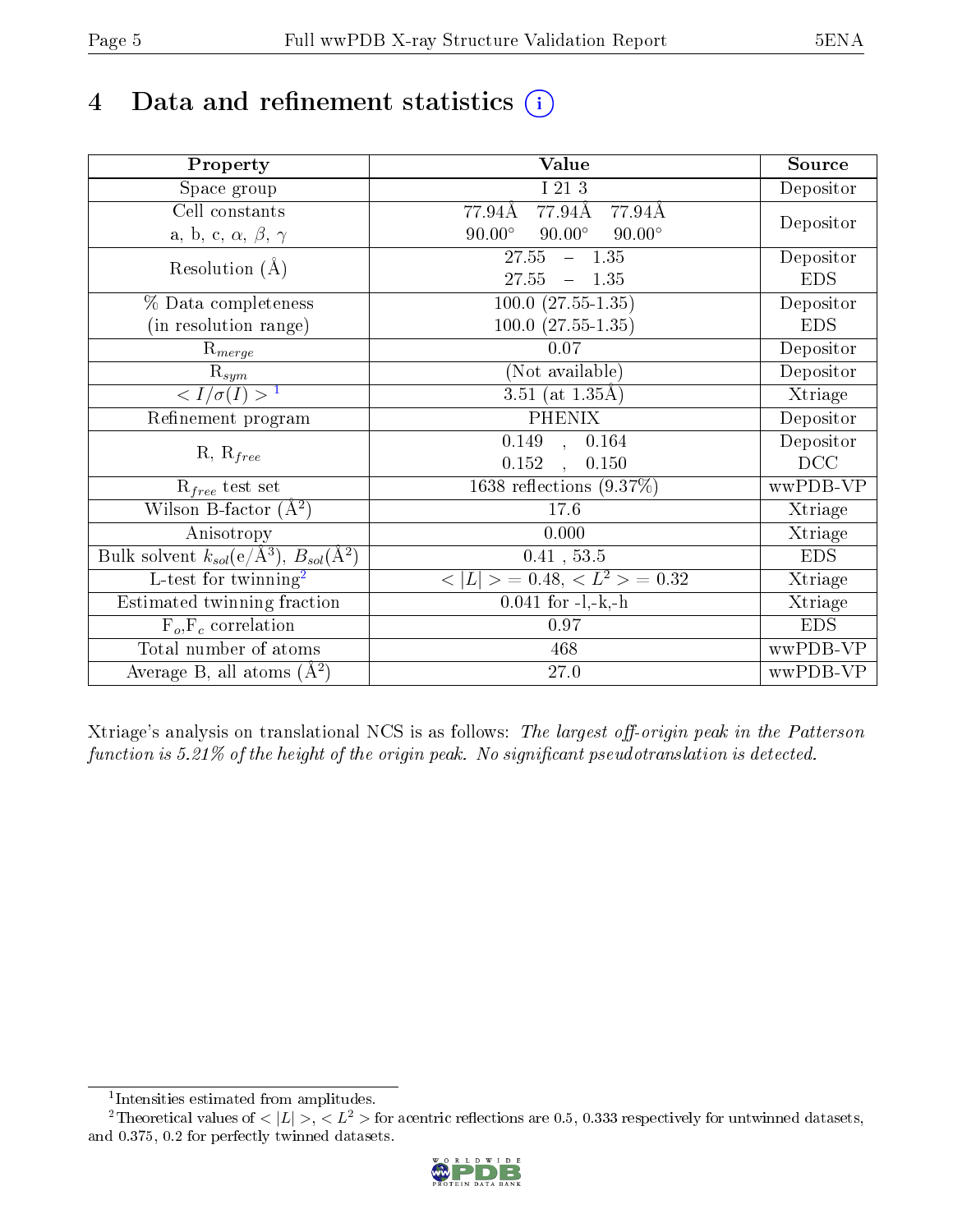# 4 Data and refinement statistics

| Property | Value | Source |
|---|---|---|
| Space group | I 21 3 | Depositor |
| Cell constants<br>a, b, c, $\alpha$, $\beta$, $\gamma$ | 77.94Å 77.94Å 77.94Å<br>90.00° 90.00° 90.00° | Depositor |
| Resolution (Å) | 27.55 – 1.35<br>27.55 – 1.35 | Depositor<br>EDS |
| % Data completeness<br>(in resolution range) | 100.0 (27.55-1.35)<br>100.0 (27.55-1.35) | Depositor<br>EDS |
| $R_{merge}$ | 0.07 | Depositor |
| $R_{sym}$ | (Not available) | Depositor |
| $< I/\sigma(I) >$ [1] | 3.51 (at 1.35Å) | Xtriage |
| Refinement program | PHENIX | Depositor |
| R, $R_{free}$ | 0.149 , 0.164<br>0.152 , 0.150 | Depositor<br>DCC |
| $R_{free}$ test set | 1638 reflections (9.37%) | wwPDB-VP |
| Wilson B-factor (Å$^2$) | 17.6 | Xtriage |
| Anisotropy | 0.000 | Xtriage |
| Bulk solvent $k_{sol}$(e/Å$^3$), $B_{sol}$(Å$^2$) | 0.41 , 53.5 | EDS |
| L-test for twinning[2] | $< \|L\| > = 0.48$, $< L^2 > = 0.32$ | Xtriage |
| Estimated twinning fraction | 0.041 for -l,-k,-h | Xtriage |
| $F_o$,$F_c$ correlation | 0.97 | EDS |
| Total number of atoms | 468 | wwPDB-VP |
| Average B, all atoms (Å$^2$) | 27.0 | wwPDB-VP |

Xtriage's analysis on translational NCS is as follows: *The largest off-origin peak in the Patterson function is 5.21% of the height of the origin peak. No significant pseudotranslation is detected.*

[1] Intensities estimated from amplitudes.

[2] Theoretical values of $< |L| >$, $< L^2 >$ for acentric reflections are 0.5, 0.333 respectively for untwinned datasets, and 0.375, 0.2 for perfectly twinned datasets.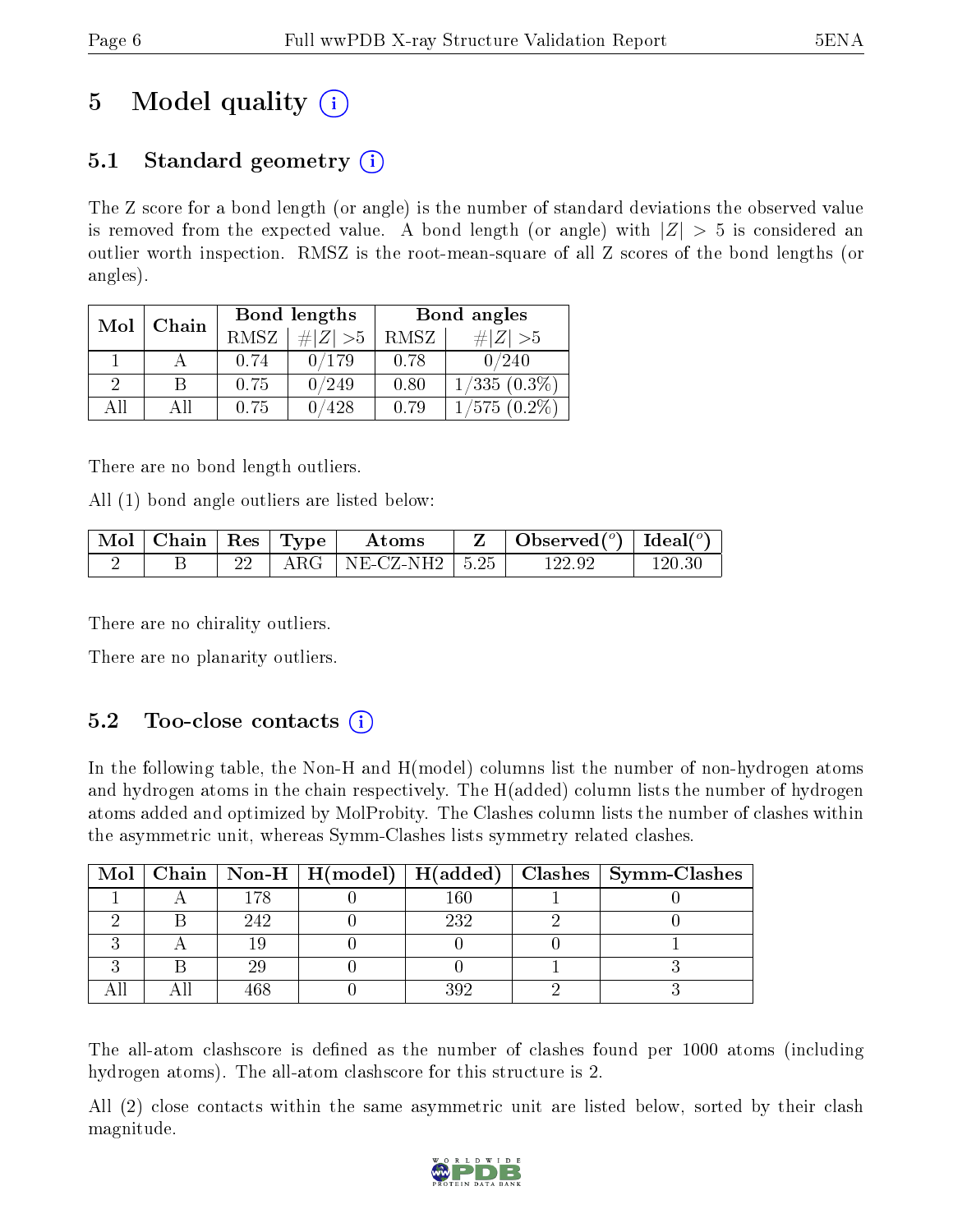# 5 Model quality

## 5.1 Standard geometry

The Z score for a bond length (or angle) is the number of standard deviations the observed value is removed from the expected value. A bond length (or angle) with $|Z| > 5$ is considered an outlier worth inspection. RMSZ is the root-mean-square of all Z scores of the bond lengths (or angles).

| Mol | Chain | Bond lengths | | Bond angles | |
|---|---|---|---|---|---|
| | | RMSZ | $\#\|Z\| > 5$ | RMSZ | $\#\|Z\| > 5$ |
| 1 | A | 0.74 | 0/179 | 0.78 | 0/240 |
| 2 | B | 0.75 | 0/249 | 0.80 | 1/335 (0.3%) |
| All | All | 0.75 | 0/428 | 0.79 | 1/575 (0.2%) |

There are no bond length outliers.

All (1) bond angle outliers are listed below:

| Mol | Chain | Res | Type | Atoms | Z | Observed(°) | Ideal(°) |
|---|---|---|---|---|---|---|---|
| 2 | B | 22 | ARG | NE-CZ-NH2 | 5.25 | 122.92 | 120.30 |

There are no chirality outliers.

There are no planarity outliers.

## 5.2 Too-close contacts

In the following table, the Non-H and H(model) columns list the number of non-hydrogen atoms and hydrogen atoms in the chain respectively. The H(added) column lists the number of hydrogen atoms added and optimized by MolProbity. The Clashes column lists the number of clashes within the asymmetric unit, whereas Symm-Clashes lists symmetry related clashes.

| Mol | Chain | Non-H | H(model) | H(added) | Clashes | Symm-Clashes |
|---|---|---|---|---|---|---|
| 1 | A | 178 | 0 | 160 | 1 | 0 |
| 2 | B | 242 | 0 | 232 | 2 | 0 |
| 3 | A | 19 | 0 | 0 | 0 | 1 |
| 3 | B | 29 | 0 | 0 | 1 | 3 |
| All | All | 468 | 0 | 392 | 2 | 3 |

The all-atom clashscore is defined as the number of clashes found per 1000 atoms (including hydrogen atoms). The all-atom clashscore for this structure is 2.

All (2) close contacts within the same asymmetric unit are listed below, sorted by their clash magnitude.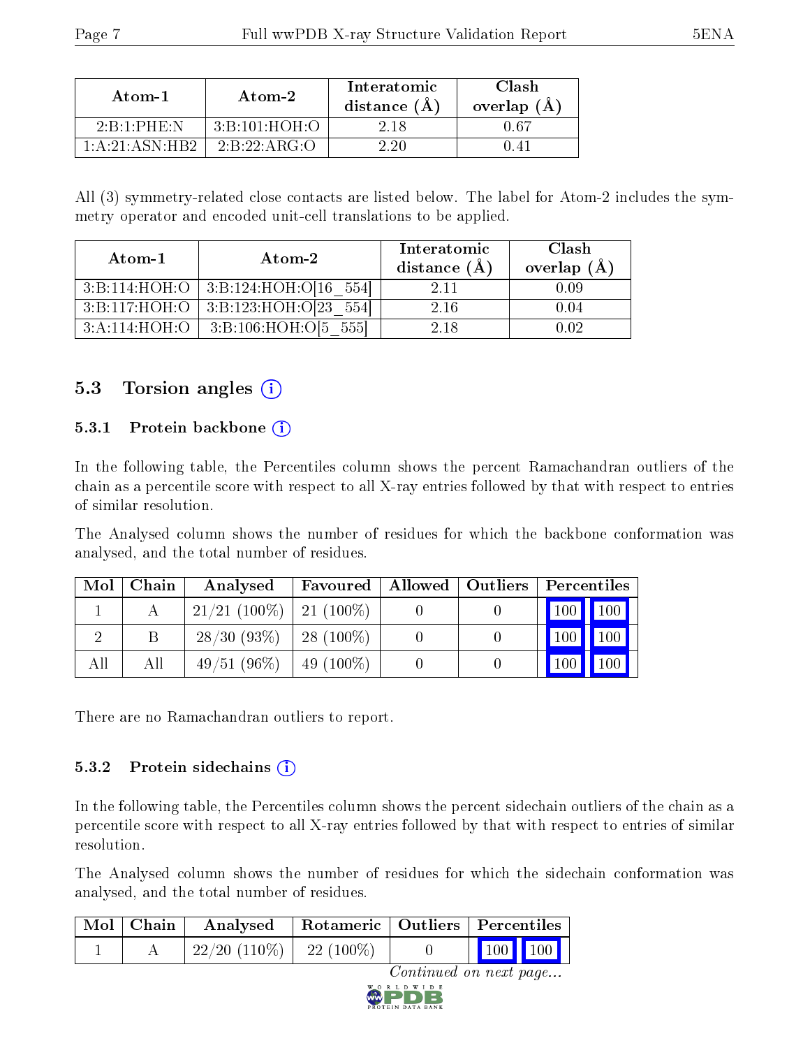| Atom-1 | Atom-2 | Interatomic distance (Å) | Clash overlap (Å) |
| --- | --- | --- | --- |
| 2:B:1:PHE:N | 3:B:101:HOH:O | 2.18 | 0.67 |
| 1:A:21:ASN:HB2 | 2:B:22:ARG:O | 2.20 | 0.41 |

All (3) symmetry-related close contacts are listed below. The label for Atom-2 includes the symmetry operator and encoded unit-cell translations to be applied.

| Atom-1 | Atom-2 | Interatomic distance (Å) | Clash overlap (Å) |
| --- | --- | --- | --- |
| 3:B:114:HOH:O | 3:B:124:HOH:O[16_554] | 2.11 | 0.09 |
| 3:B:117:HOH:O | 3:B:123:HOH:O[23_554] | 2.16 | 0.04 |
| 3:A:114:HOH:O | 3:B:106:HOH:O[5_555] | 2.18 | 0.02 |

## 5.3 Torsion angles

### 5.3.1 Protein backbone

In the following table, the Percentiles column shows the percent Ramachandran outliers of the chain as a percentile score with respect to all X-ray entries followed by that with respect to entries of similar resolution.

The Analysed column shows the number of residues for which the backbone conformation was analysed, and the total number of residues.

| Mol | Chain | Analysed | Favoured | Allowed | Outliers | Percentiles | |
| --- | --- | --- | --- | --- | --- | --- | --- |
| 1 | A | 21/21 (100%) | 21 (100%) | 0 | 0 | 100 | 100 |
| 2 | B | 28/30 (93%) | 28 (100%) | 0 | 0 | 100 | 100 |
| All | All | 49/51 (96%) | 49 (100%) | 0 | 0 | 100 | 100 |

There are no Ramachandran outliers to report.

### 5.3.2 Protein sidechains

In the following table, the Percentiles column shows the percent sidechain outliers of the chain as a percentile score with respect to all X-ray entries followed by that with respect to entries of similar resolution.

The Analysed column shows the number of residues for which the sidechain conformation was analysed, and the total number of residues.

| Mol | Chain | Analysed | Rotameric | Outliers | Percentiles | |
| --- | --- | --- | --- | --- | --- | --- |
| 1 | A | 22/20 (110%) | 22 (100%) | 0 | 100 | 100 |

*Continued on next page...*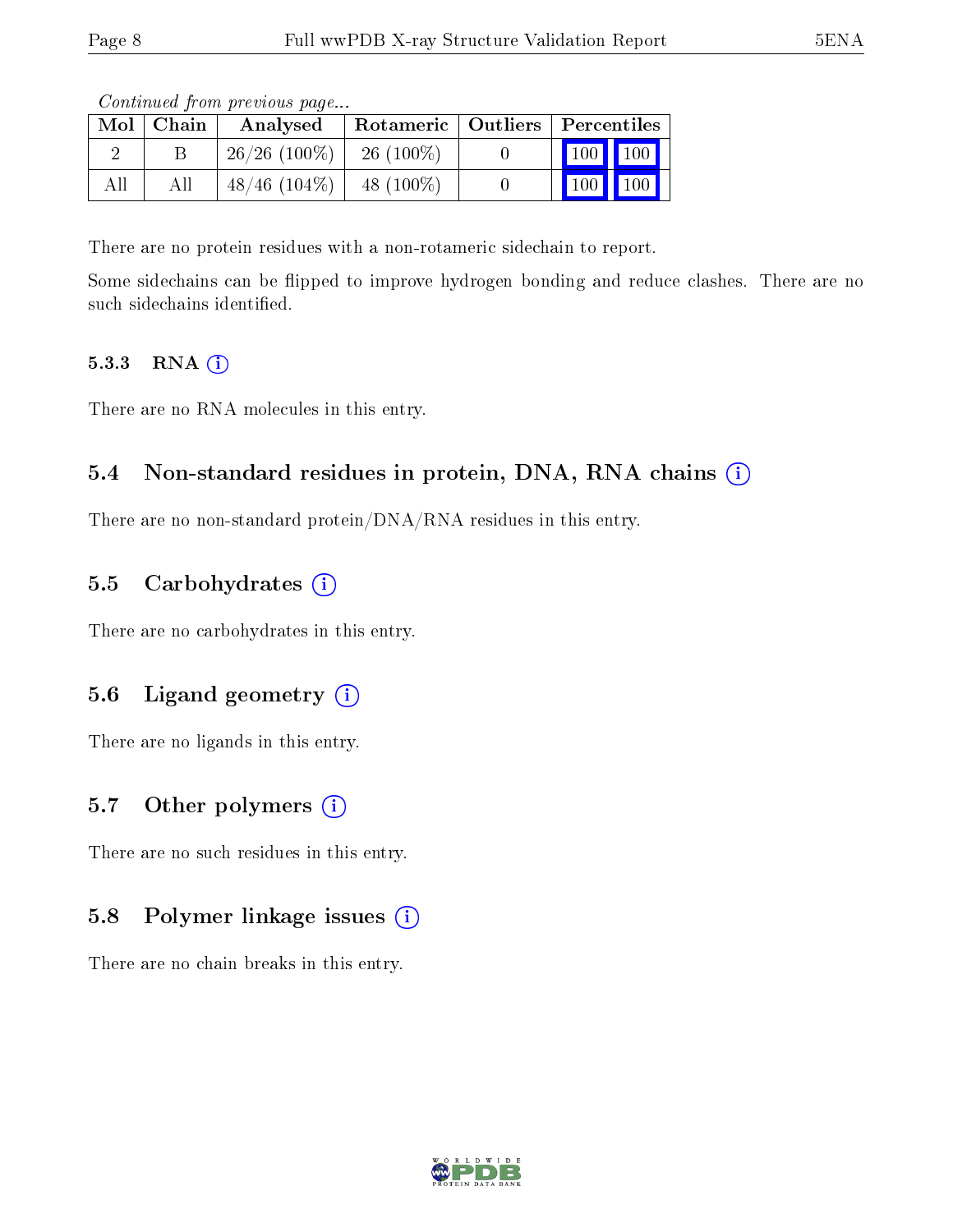*Continued from previous page...*

| Mol | Chain | Analysed | Rotameric | Outliers | Percentiles | |
|---|---|---|---|---|---|---|
| 2 | B | 26/26 (100%) | 26 (100%) | 0 | 100 | 100 |
| All | All | 48/46 (104%) | 48 (100%) | 0 | 100 | 100 |

There are no protein residues with a non-rotameric sidechain to report.

Some sidechains can be flipped to improve hydrogen bonding and reduce clashes. There are no such sidechains identified.

#### 5.3.3 RNA (i)

There are no RNA molecules in this entry.

### 5.4 Non-standard residues in protein, DNA, RNA chains (i)

There are no non-standard protein/DNA/RNA residues in this entry.

### 5.5 Carbohydrates (i)

There are no carbohydrates in this entry.

### 5.6 Ligand geometry (i)

There are no ligands in this entry.

### 5.7 Other polymers (i)

There are no such residues in this entry.

### 5.8 Polymer linkage issues (i)

There are no chain breaks in this entry.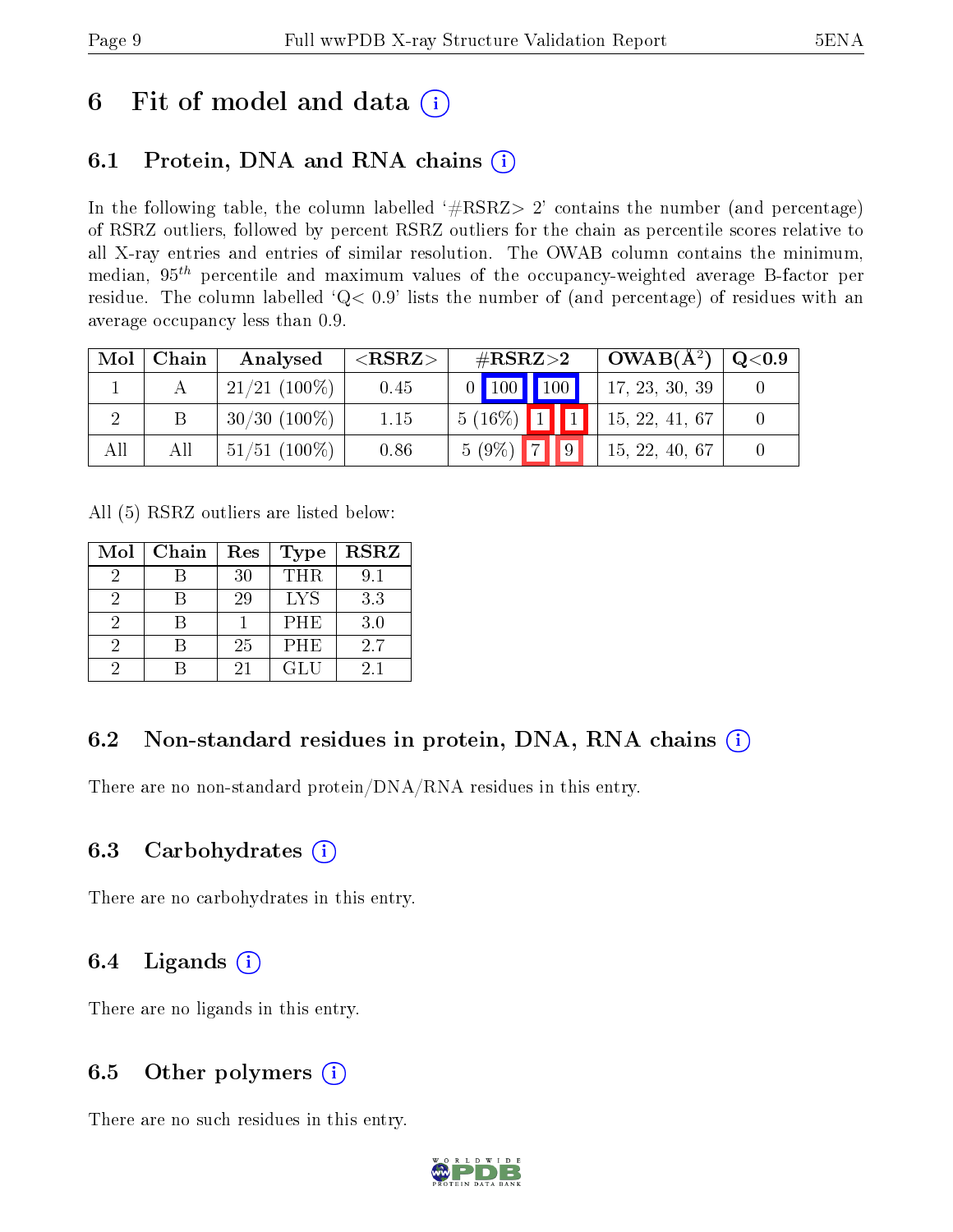# 6 Fit of model and data (i)

## 6.1 Protein, DNA and RNA chains (i)

In the following table, the column labelled '#RSRZ> 2' contains the number (and percentage) of RSRZ outliers, followed by percent RSRZ outliers for the chain as percentile scores relative to all X-ray entries and entries of similar resolution. The OWAB column contains the minimum, median, $95^{th}$ percentile and maximum values of the occupancy-weighted average B-factor per residue. The column labelled 'Q< 0.9' lists the number of (and percentage) of residues with an average occupancy less than 0.9.

| Mol | Chain | Analysed | <RSRZ> | #RSRZ>2 | | | OWAB(Å$^2$) | Q<0.9 |
|---|---|---|---|---|---|---|---|---|
| 1 | A | 21/21 (100%) | 0.45 | 0 | 100 | 100 | 17, 23, 30, 39 | 0 |
| 2 | B | 30/30 (100%) | 1.15 | 5 (16%) | 1 | 1 | 15, 22, 41, 67 | 0 |
| All | All | 51/51 (100%) | 0.86 | 5 (9%) | 7 | 9 | 15, 22, 40, 67 | 0 |

All (5) RSRZ outliers are listed below:

| Mol | Chain | Res | Type | RSRZ |
|---|---|---|---|---|
| 2 | B | 30 | THR | 9.1 |
| 2 | B | 29 | LYS | 3.3 |
| 2 | B | 1 | PHE | 3.0 |
| 2 | B | 25 | PHE | 2.7 |
| 2 | B | 21 | GLU | 2.1 |

## 6.2 Non-standard residues in protein, DNA, RNA chains (i)

There are no non-standard protein/DNA/RNA residues in this entry.

## 6.3 Carbohydrates (i)

There are no carbohydrates in this entry.

## 6.4 Ligands (i)

There are no ligands in this entry.

## 6.5 Other polymers (i)

There are no such residues in this entry.